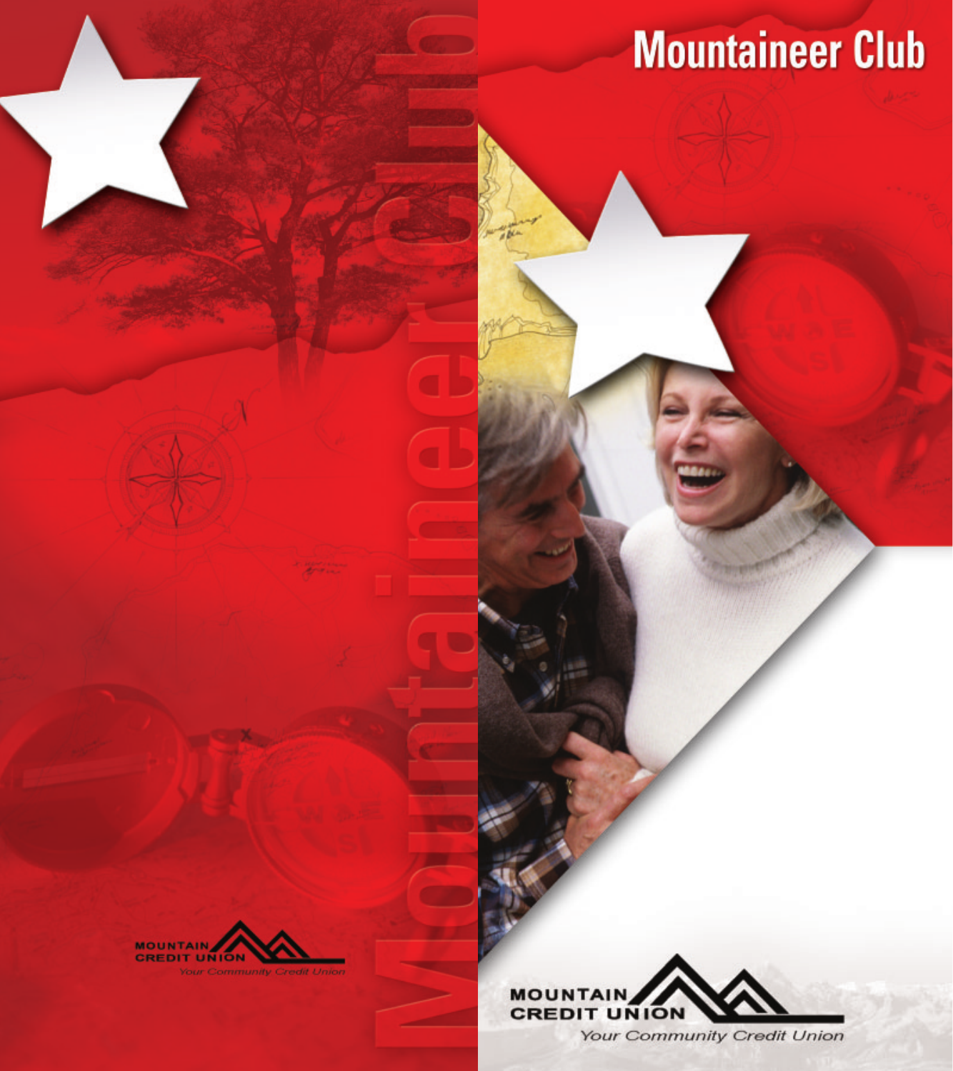# Mountaineer Club

Mountaineer Club

MOUNTAIN CREDIT UNION

*Your Community Credit Union*

MOUNTAIN CREDIT UNION

*Your Community Credit Union*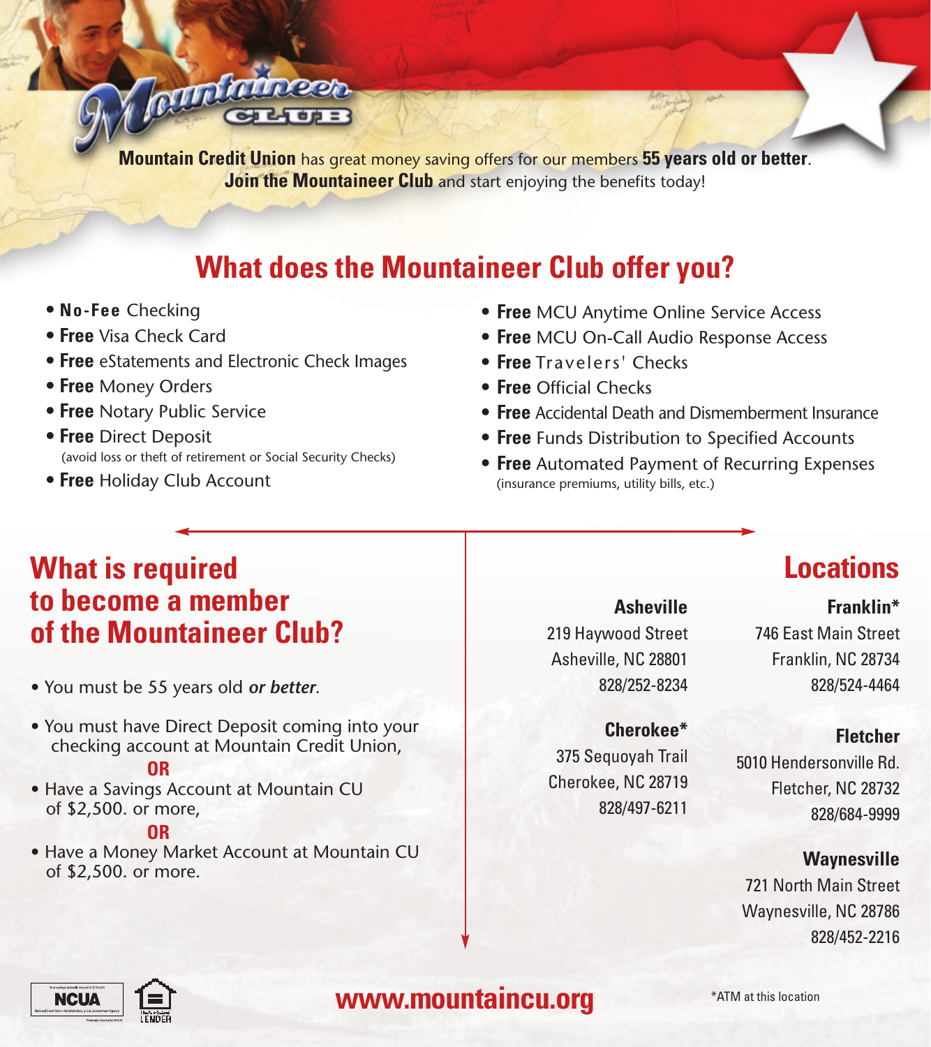Mountaineer Club

**Mountain Credit Union** has great money saving offers for our members **55 years old or better**.
**Join the Mountaineer Club** and start enjoying the benefits today!

## What does the Mountaineer Club offer you?

- **No-Fee** Checking
- **Free** Visa Check Card
- **Free** eStatements and Electronic Check Images
- **Free** Money Orders
- **Free** Notary Public Service
- **Free** Direct Deposit
  (avoid loss or theft of retirement or Social Security Checks)
- **Free** Holiday Club Account
- **Free** MCU Anytime Online Service Access
- **Free** MCU On-Call Audio Response Access
- **Free** Travelers' Checks
- **Free** Official Checks
- **Free** Accidental Death and Dismemberment Insurance
- **Free** Funds Distribution to Specified Accounts
- **Free** Automated Payment of Recurring Expenses
  (insurance premiums, utility bills, etc.)

## What is required to become a member of the Mountaineer Club?

- You must be 55 years old ***or better***.
- You must have Direct Deposit coming into your checking account at Mountain Credit Union,

**OR**

- Have a Savings Account at Mountain CU of $2,500. or more,

**OR**

- Have a Money Market Account at Mountain CU of $2,500. or more.

## Locations

**Asheville**
219 Haywood Street
Asheville, NC 28801
828/252-8234

**Cherokee***
375 Sequoyah Trail
Cherokee, NC 28719
828/497-6211

**Franklin***
746 East Main Street
Franklin, NC 28734
828/524-4464

**Fletcher**
5010 Hendersonville Rd.
Fletcher, NC 28732
828/684-9999

**Waynesville**
721 North Main Street
Waynesville, NC 28786
828/452-2216

*ATM at this location

**www.mountaincu.org**